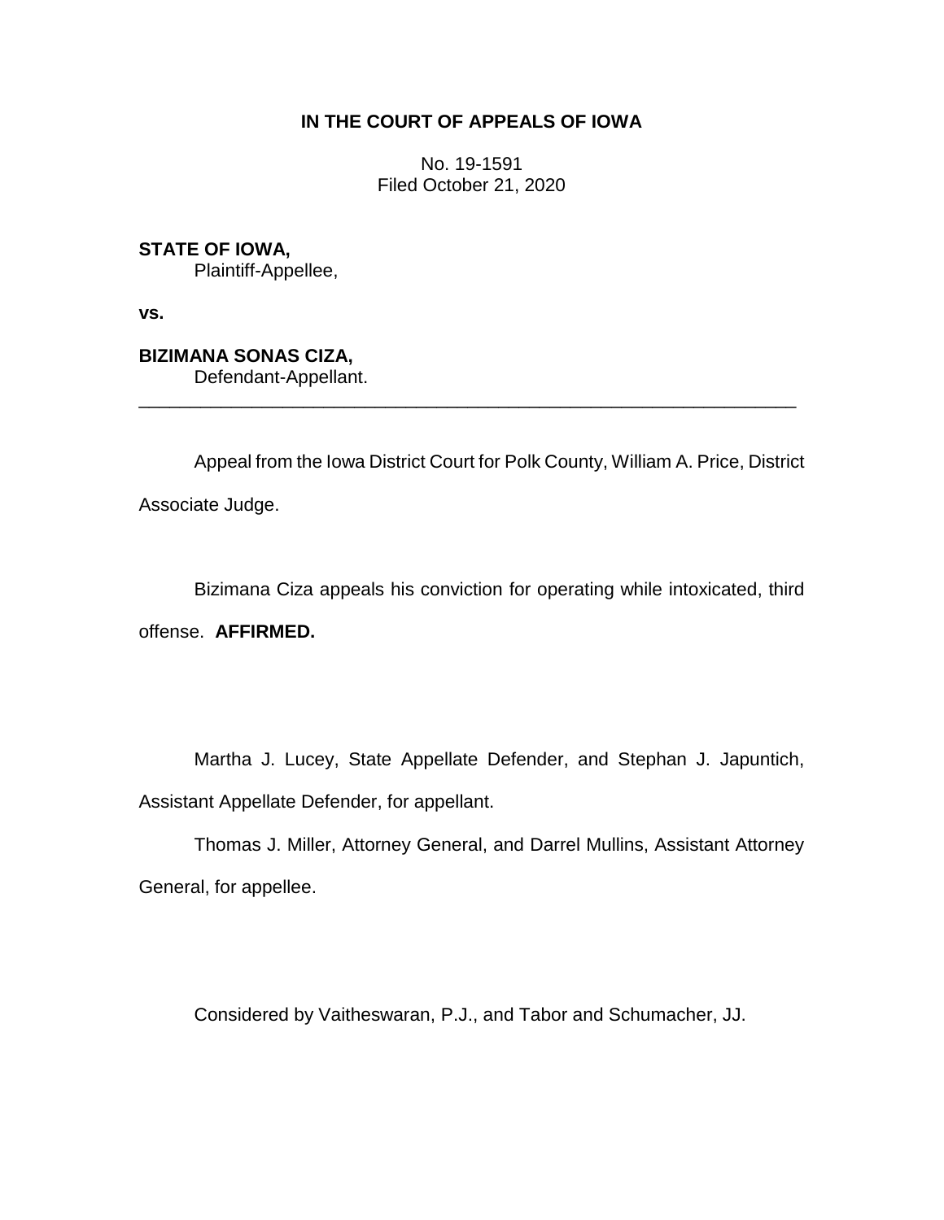**IN THE COURT OF APPEALS OF IOWA**

No. 19-1591
Filed October 21, 2020

**STATE OF IOWA,**
Plaintiff-Appellee,

**vs.**

**BIZIMANA SONAS CIZA,**
Defendant-Appellant.

---

Appeal from the Iowa District Court for Polk County, William A. Price, District Associate Judge.

Bizimana Ciza appeals his conviction for operating while intoxicated, third offense. **AFFIRMED.**

Martha J. Lucey, State Appellate Defender, and Stephan J. Japuntich, Assistant Appellate Defender, for appellant.

Thomas J. Miller, Attorney General, and Darrel Mullins, Assistant Attorney General, for appellee.

Considered by Vaitheswaran, P.J., and Tabor and Schumacher, JJ.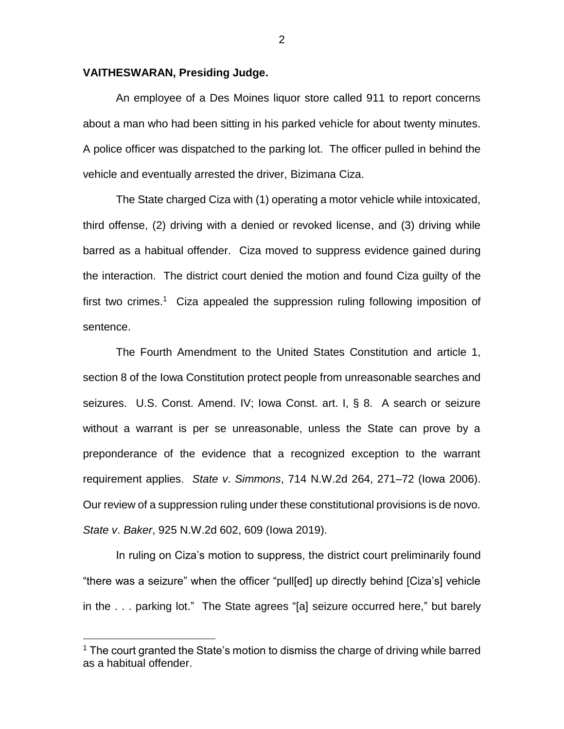**VAITHESWARAN, Presiding Judge.**

An employee of a Des Moines liquor store called 911 to report concerns about a man who had been sitting in his parked vehicle for about twenty minutes. A police officer was dispatched to the parking lot. The officer pulled in behind the vehicle and eventually arrested the driver, Bizimana Ciza.

The State charged Ciza with (1) operating a motor vehicle while intoxicated, third offense, (2) driving with a denied or revoked license, and (3) driving while barred as a habitual offender. Ciza moved to suppress evidence gained during the interaction. The district court denied the motion and found Ciza guilty of the first two crimes.[1] Ciza appealed the suppression ruling following imposition of sentence.

The Fourth Amendment to the United States Constitution and article 1, section 8 of the Iowa Constitution protect people from unreasonable searches and seizures. U.S. Const. Amend. IV; Iowa Const. art. I, § 8. A search or seizure without a warrant is per se unreasonable, unless the State can prove by a preponderance of the evidence that a recognized exception to the warrant requirement applies. *State v. Simmons*, 714 N.W.2d 264, 271–72 (Iowa 2006). Our review of a suppression ruling under these constitutional provisions is de novo. *State v. Baker*, 925 N.W.2d 602, 609 (Iowa 2019).

In ruling on Ciza's motion to suppress, the district court preliminarily found "there was a seizure" when the officer "pull[ed] up directly behind [Ciza's] vehicle in the . . . parking lot." The State agrees "[a] seizure occurred here," but barely

[1] The court granted the State's motion to dismiss the charge of driving while barred as a habitual offender.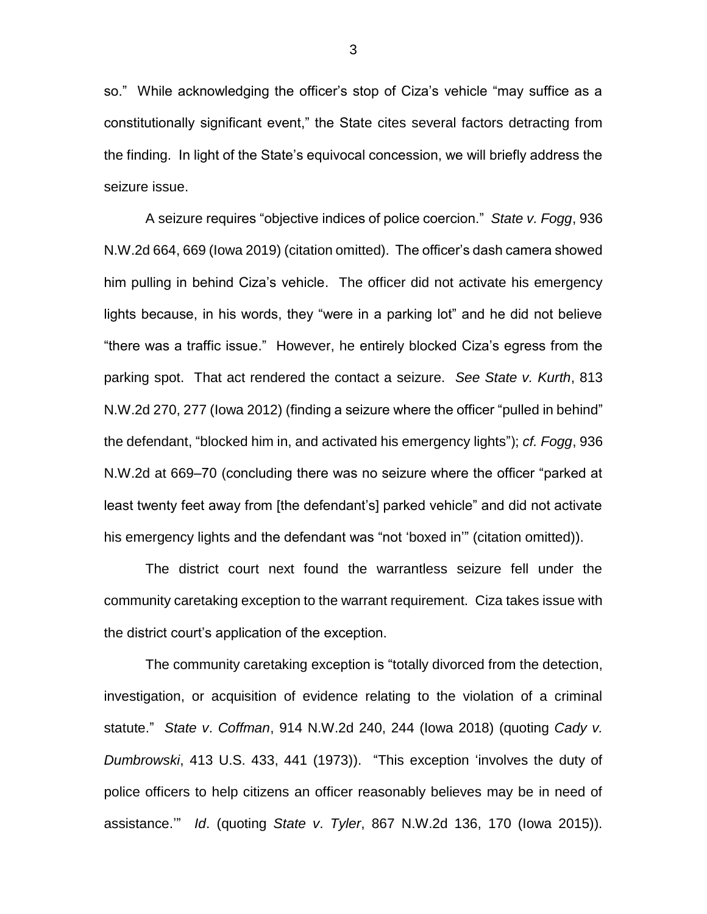so." While acknowledging the officer's stop of Ciza's vehicle "may suffice as a constitutionally significant event," the State cites several factors detracting from the finding. In light of the State's equivocal concession, we will briefly address the seizure issue.

A seizure requires "objective indices of police coercion." *State v. Fogg*, 936 N.W.2d 664, 669 (Iowa 2019) (citation omitted). The officer's dash camera showed him pulling in behind Ciza's vehicle. The officer did not activate his emergency lights because, in his words, they "were in a parking lot" and he did not believe "there was a traffic issue." However, he entirely blocked Ciza's egress from the parking spot. That act rendered the contact a seizure. *See State v. Kurth*, 813 N.W.2d 270, 277 (Iowa 2012) (finding a seizure where the officer "pulled in behind" the defendant, "blocked him in, and activated his emergency lights"); *cf. Fogg*, 936 N.W.2d at 669–70 (concluding there was no seizure where the officer "parked at least twenty feet away from [the defendant's] parked vehicle" and did not activate his emergency lights and the defendant was "not 'boxed in'" (citation omitted)).

The district court next found the warrantless seizure fell under the community caretaking exception to the warrant requirement. Ciza takes issue with the district court's application of the exception.

The community caretaking exception is "totally divorced from the detection, investigation, or acquisition of evidence relating to the violation of a criminal statute." *State v. Coffman*, 914 N.W.2d 240, 244 (Iowa 2018) (quoting *Cady v. Dumbrowski*, 413 U.S. 433, 441 (1973)). "This exception 'involves the duty of police officers to help citizens an officer reasonably believes may be in need of assistance.'" *Id*. (quoting *State v. Tyler*, 867 N.W.2d 136, 170 (Iowa 2015)).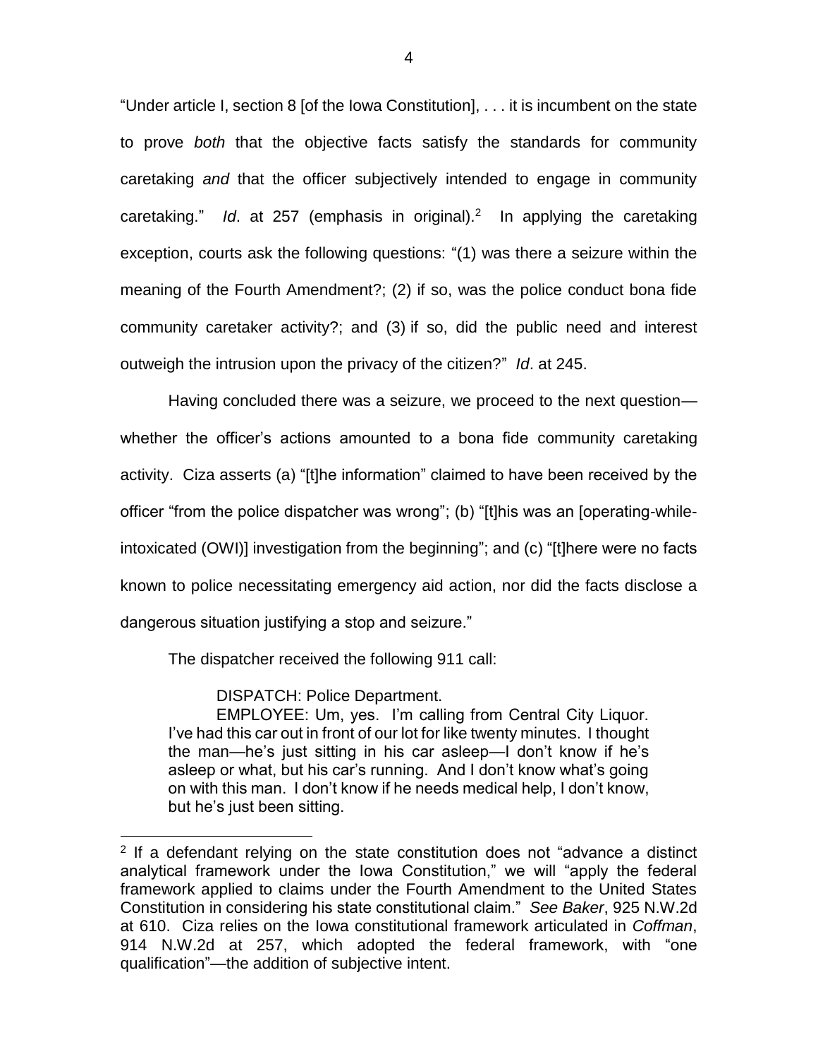"Under article I, section 8 [of the Iowa Constitution], . . . it is incumbent on the state to prove *both* that the objective facts satisfy the standards for community caretaking *and* that the officer subjectively intended to engage in community caretaking." *Id*. at 257 (emphasis in original).[2] In applying the caretaking exception, courts ask the following questions: "(1) was there a seizure within the meaning of the Fourth Amendment?; (2) if so, was the police conduct bona fide community caretaker activity?; and (3) if so, did the public need and interest outweigh the intrusion upon the privacy of the citizen?" *Id*. at 245.

Having concluded there was a seizure, we proceed to the next question—whether the officer's actions amounted to a bona fide community caretaking activity. Ciza asserts (a) "[t]he information" claimed to have been received by the officer "from the police dispatcher was wrong"; (b) "[t]his was an [operating-while-intoxicated (OWI)] investigation from the beginning"; and (c) "[t]here were no facts known to police necessitating emergency aid action, nor did the facts disclose a dangerous situation justifying a stop and seizure."

The dispatcher received the following 911 call:

> DISPATCH: Police Department.
>
> EMPLOYEE: Um, yes. I'm calling from Central City Liquor. I've had this car out in front of our lot for like twenty minutes. I thought the man—he's just sitting in his car asleep—I don't know if he's asleep or what, but his car's running. And I don't know what's going on with this man. I don't know if he needs medical help, I don't know, but he's just been sitting.

[2] If a defendant relying on the state constitution does not "advance a distinct analytical framework under the Iowa Constitution," we will "apply the federal framework applied to claims under the Fourth Amendment to the United States Constitution in considering his state constitutional claim." *See Baker*, 925 N.W.2d at 610. Ciza relies on the Iowa constitutional framework articulated in *Coffman*, 914 N.W.2d at 257, which adopted the federal framework, with "one qualification"—the addition of subjective intent.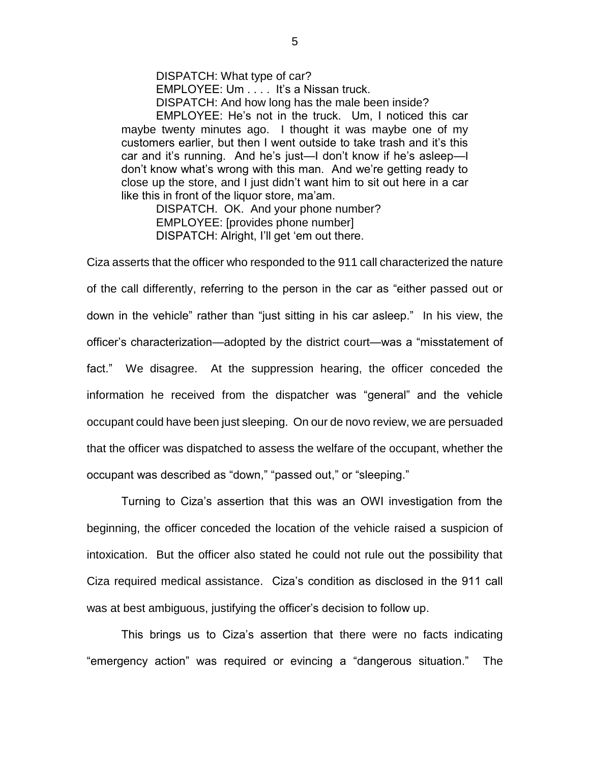DISPATCH: What type of car?

EMPLOYEE: Um . . . . It's a Nissan truck.

DISPATCH: And how long has the male been inside?

EMPLOYEE: He's not in the truck. Um, I noticed this car maybe twenty minutes ago. I thought it was maybe one of my customers earlier, but then I went outside to take trash and it's this car and it's running. And he's just—I don't know if he's asleep—I don't know what's wrong with this man. And we're getting ready to close up the store, and I just didn't want him to sit out here in a car like this in front of the liquor store, ma'am.

DISPATCH. OK. And your phone number?

EMPLOYEE: [provides phone number]

DISPATCH: Alright, I'll get 'em out there.

Ciza asserts that the officer who responded to the 911 call characterized the nature of the call differently, referring to the person in the car as "either passed out or down in the vehicle" rather than "just sitting in his car asleep." In his view, the officer's characterization—adopted by the district court—was a "misstatement of fact." We disagree. At the suppression hearing, the officer conceded the information he received from the dispatcher was "general" and the vehicle occupant could have been just sleeping. On our de novo review, we are persuaded that the officer was dispatched to assess the welfare of the occupant, whether the occupant was described as "down," "passed out," or "sleeping."

Turning to Ciza's assertion that this was an OWI investigation from the beginning, the officer conceded the location of the vehicle raised a suspicion of intoxication. But the officer also stated he could not rule out the possibility that Ciza required medical assistance. Ciza's condition as disclosed in the 911 call was at best ambiguous, justifying the officer's decision to follow up.

This brings us to Ciza's assertion that there were no facts indicating "emergency action" was required or evincing a "dangerous situation." The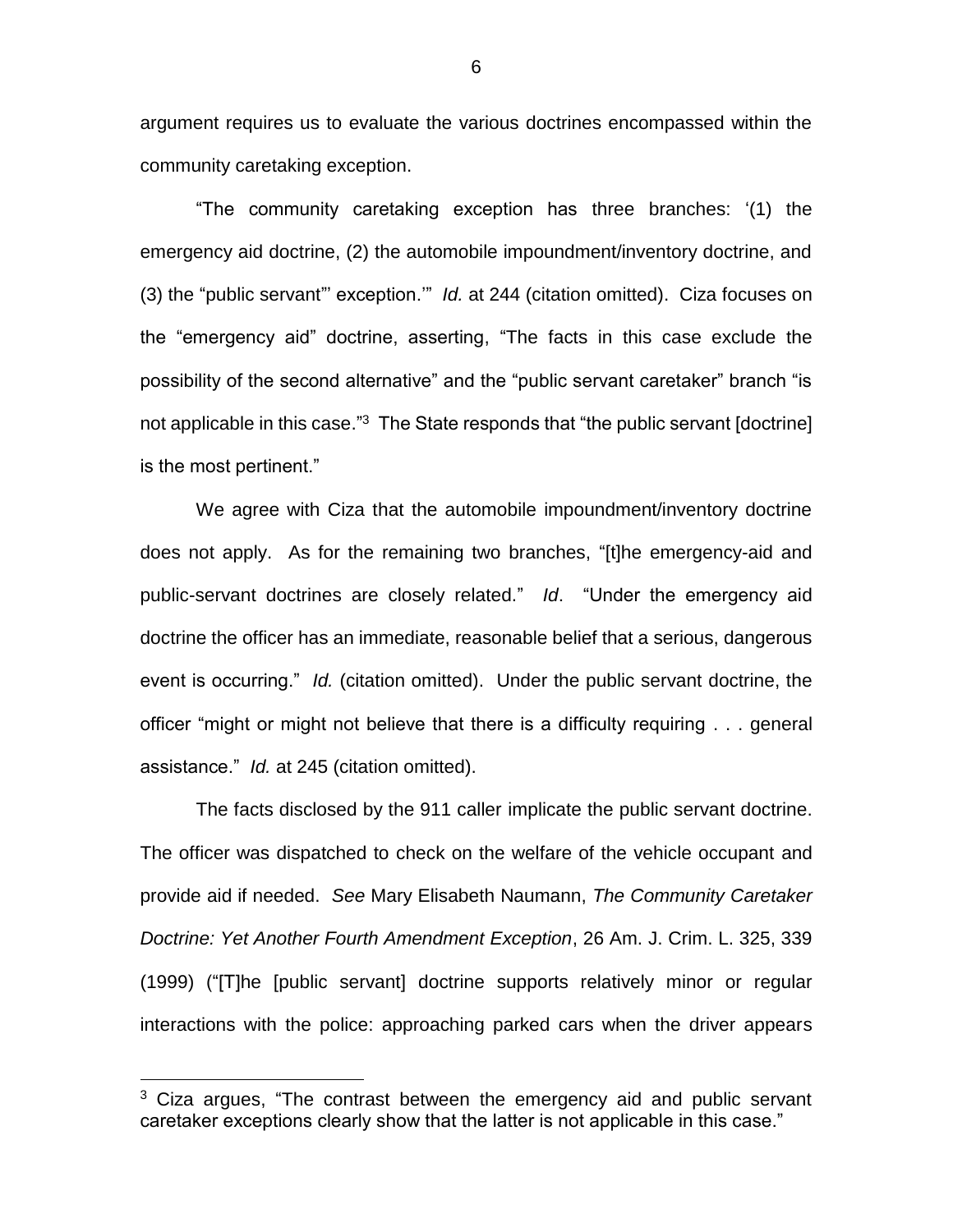argument requires us to evaluate the various doctrines encompassed within the community caretaking exception.

"The community caretaking exception has three branches: '(1) the emergency aid doctrine, (2) the automobile impoundment/inventory doctrine, and (3) the "public servant"' exception.'" *Id.* at 244 (citation omitted). Ciza focuses on the "emergency aid" doctrine, asserting, "The facts in this case exclude the possibility of the second alternative" and the "public servant caretaker" branch "is not applicable in this case."[3] The State responds that "the public servant [doctrine] is the most pertinent."

We agree with Ciza that the automobile impoundment/inventory doctrine does not apply. As for the remaining two branches, "[t]he emergency-aid and public-servant doctrines are closely related." *Id*. "Under the emergency aid doctrine the officer has an immediate, reasonable belief that a serious, dangerous event is occurring." *Id.* (citation omitted). Under the public servant doctrine, the officer "might or might not believe that there is a difficulty requiring . . . general assistance." *Id.* at 245 (citation omitted).

The facts disclosed by the 911 caller implicate the public servant doctrine. The officer was dispatched to check on the welfare of the vehicle occupant and provide aid if needed. *See* Mary Elisabeth Naumann, *The Community Caretaker Doctrine: Yet Another Fourth Amendment Exception*, 26 Am. J. Crim. L. 325, 339 (1999) ("[T]he [public servant] doctrine supports relatively minor or regular interactions with the police: approaching parked cars when the driver appears

[3] Ciza argues, "The contrast between the emergency aid and public servant caretaker exceptions clearly show that the latter is not applicable in this case."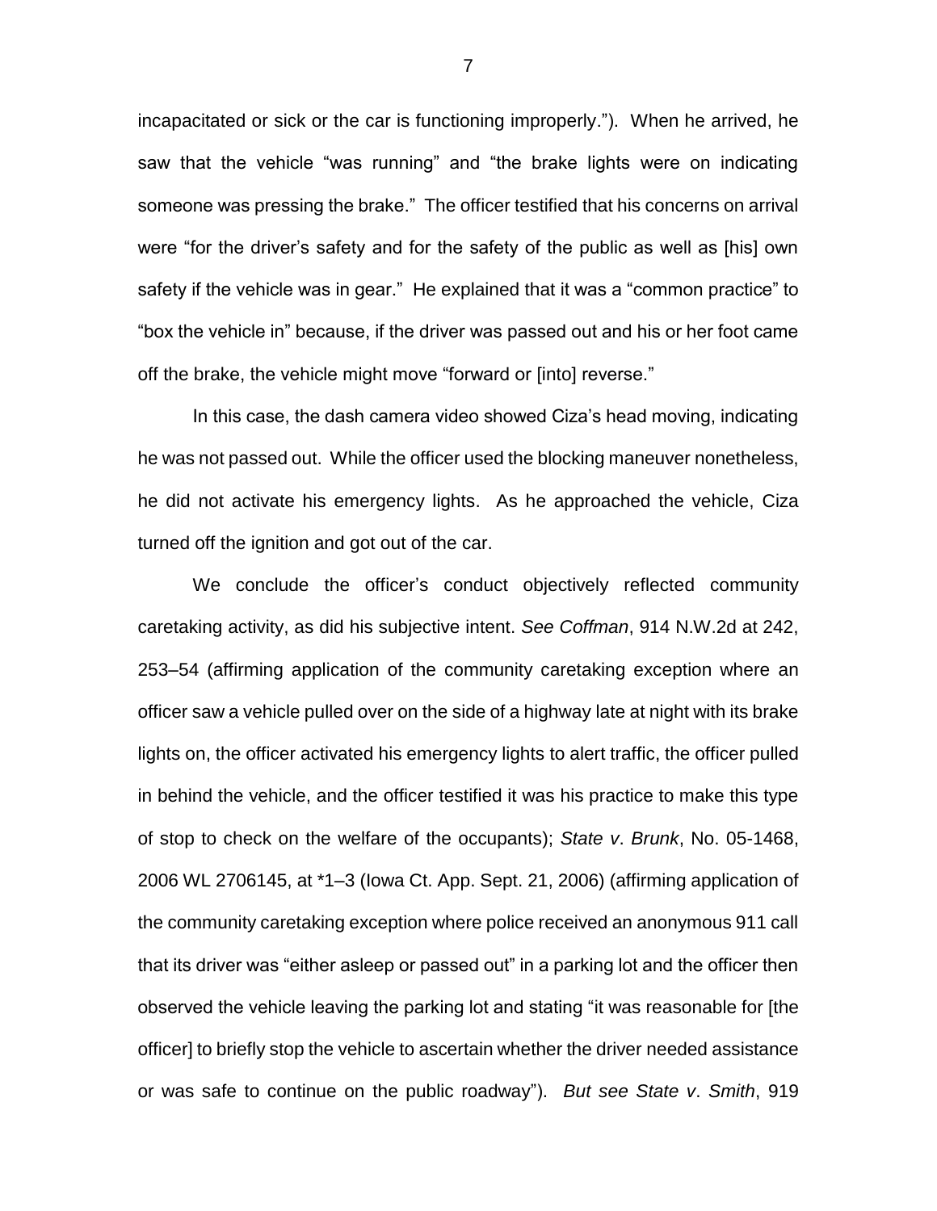incapacitated or sick or the car is functioning improperly."). When he arrived, he saw that the vehicle "was running" and "the brake lights were on indicating someone was pressing the brake." The officer testified that his concerns on arrival were "for the driver's safety and for the safety of the public as well as [his] own safety if the vehicle was in gear." He explained that it was a "common practice" to "box the vehicle in" because, if the driver was passed out and his or her foot came off the brake, the vehicle might move "forward or [into] reverse."

In this case, the dash camera video showed Ciza's head moving, indicating he was not passed out. While the officer used the blocking maneuver nonetheless, he did not activate his emergency lights. As he approached the vehicle, Ciza turned off the ignition and got out of the car.

We conclude the officer's conduct objectively reflected community caretaking activity, as did his subjective intent. *See Coffman*, 914 N.W.2d at 242, 253–54 (affirming application of the community caretaking exception where an officer saw a vehicle pulled over on the side of a highway late at night with its brake lights on, the officer activated his emergency lights to alert traffic, the officer pulled in behind the vehicle, and the officer testified it was his practice to make this type of stop to check on the welfare of the occupants); *State v. Brunk*, No. 05-1468, 2006 WL 2706145, at *1–3 (Iowa Ct. App. Sept. 21, 2006) (affirming application of the community caretaking exception where police received an anonymous 911 call that its driver was "either asleep or passed out" in a parking lot and the officer then observed the vehicle leaving the parking lot and stating "it was reasonable for [the officer] to briefly stop the vehicle to ascertain whether the driver needed assistance or was safe to continue on the public roadway"). *But see State v. Smith*, 919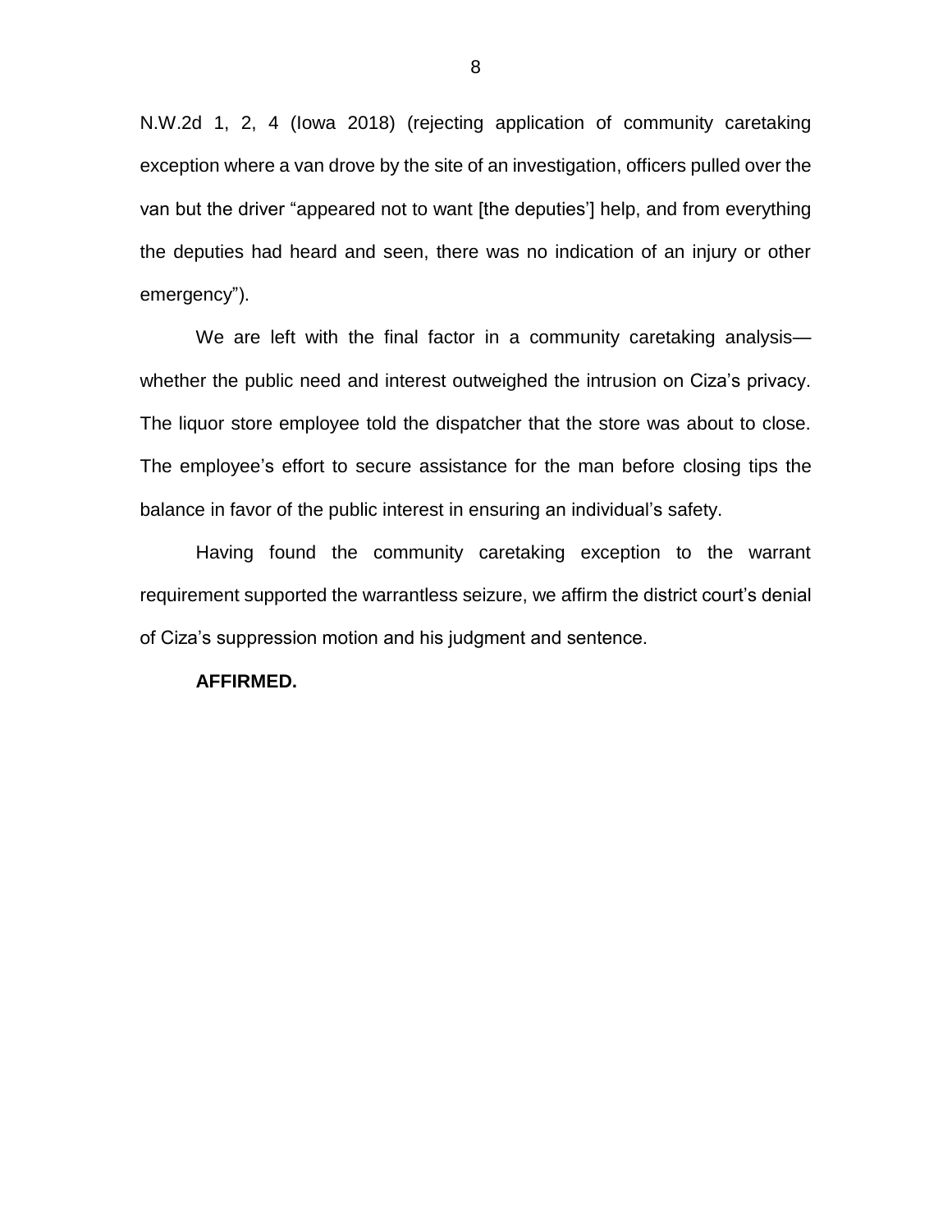N.W.2d 1, 2, 4 (Iowa 2018) (rejecting application of community caretaking exception where a van drove by the site of an investigation, officers pulled over the van but the driver "appeared not to want [the deputies'] help, and from everything the deputies had heard and seen, there was no indication of an injury or other emergency").

We are left with the final factor in a community caretaking analysis—whether the public need and interest outweighed the intrusion on Ciza's privacy. The liquor store employee told the dispatcher that the store was about to close. The employee's effort to secure assistance for the man before closing tips the balance in favor of the public interest in ensuring an individual's safety.

Having found the community caretaking exception to the warrant requirement supported the warrantless seizure, we affirm the district court's denial of Ciza's suppression motion and his judgment and sentence.

**AFFIRMED.**